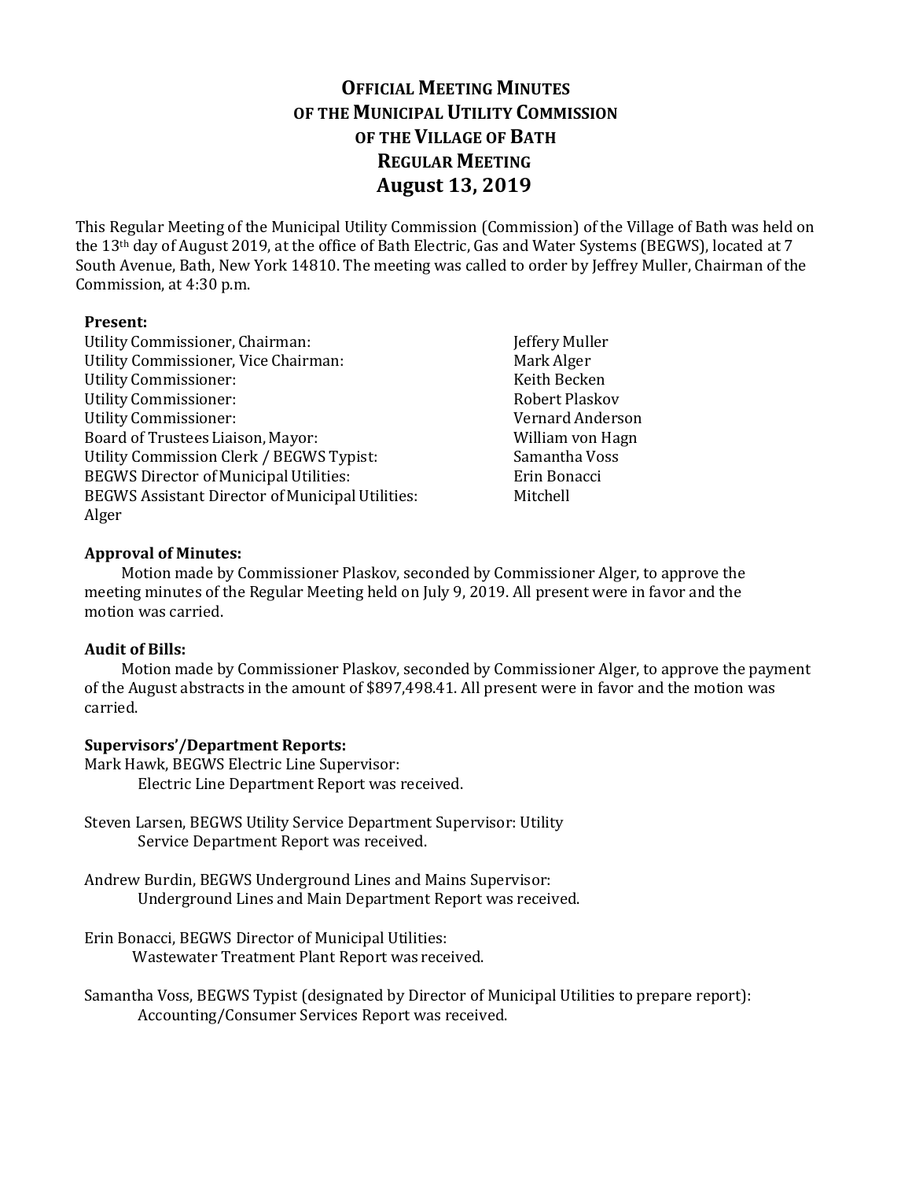# Official Meeting Minutes of the Municipal Utility Commission of the Village of Bath Regular Meeting

## August 13, 2019

This Regular Meeting of the Municipal Utility Commission (Commission) of the Village of Bath was held on the 13th day of August 2019, at the office of Bath Electric, Gas and Water Systems (BEGWS), located at 7 South Avenue, Bath, New York 14810. The meeting was called to order by Jeffrey Muller, Chairman of the Commission, at 4:30 p.m.

**Present:**

| | |
|---|---|
| Utility Commissioner, Chairman: | Jeffery Muller |
| Utility Commissioner, Vice Chairman: | Mark Alger |
| Utility Commissioner: | Keith Becken |
| Utility Commissioner: | Robert Plaskov |
| Utility Commissioner: | Vernard Anderson |
| Board of Trustees Liaison, Mayor: | William von Hagn |
| Utility Commission Clerk / BEGWS Typist: | Samantha Voss |
| BEGWS Director of Municipal Utilities: | Erin Bonacci |
| BEGWS Assistant Director of Municipal Utilities: | Mitchell Alger |

**Approval of Minutes:**

Motion made by Commissioner Plaskov, seconded by Commissioner Alger, to approve the meeting minutes of the Regular Meeting held on July 9, 2019. All present were in favor and the motion was carried.

**Audit of Bills:**

Motion made by Commissioner Plaskov, seconded by Commissioner Alger, to approve the payment of the August abstracts in the amount of $897,498.41. All present were in favor and the motion was carried.

**Supervisors'/Department Reports:**

Mark Hawk, BEGWS Electric Line Supervisor:
Electric Line Department Report was received.

Steven Larsen, BEGWS Utility Service Department Supervisor: Utility Service Department Report was received.

Andrew Burdin, BEGWS Underground Lines and Mains Supervisor:
Underground Lines and Main Department Report was received.

Erin Bonacci, BEGWS Director of Municipal Utilities:
Wastewater Treatment Plant Report was received.

Samantha Voss, BEGWS Typist (designated by Director of Municipal Utilities to prepare report):
Accounting/Consumer Services Report was received.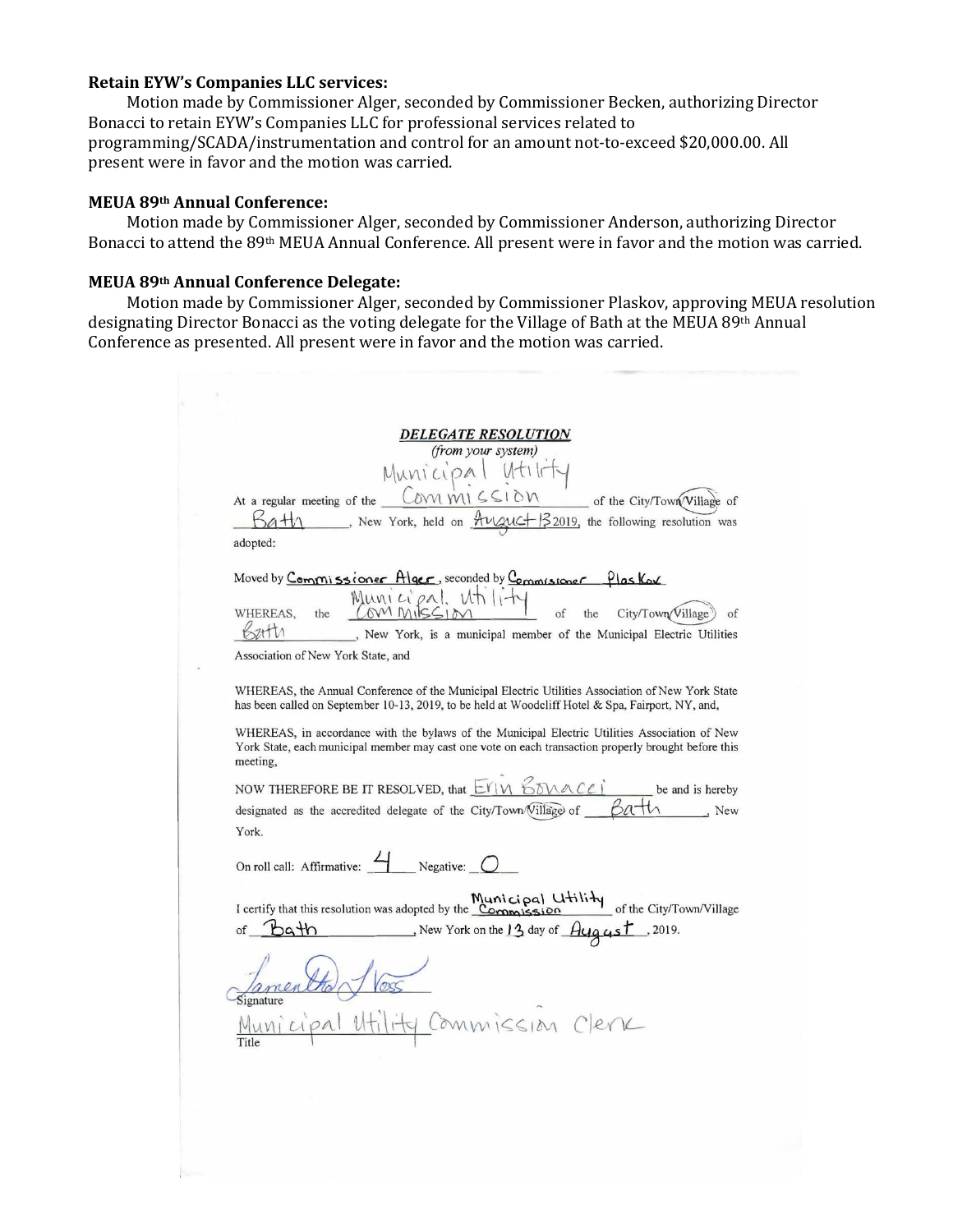**Retain EYW's Companies LLC services:**

Motion made by Commissioner Alger, seconded by Commissioner Becken, authorizing Director Bonacci to retain EYW's Companies LLC for professional services related to programming/SCADA/instrumentation and control for an amount not-to-exceed $20,000.00. All present were in favor and the motion was carried.

**MEUA 89th Annual Conference:**

Motion made by Commissioner Alger, seconded by Commissioner Anderson, authorizing Director Bonacci to attend the 89th MEUA Annual Conference. All present were in favor and the motion was carried.

**MEUA 89th Annual Conference Delegate:**

Motion made by Commissioner Alger, seconded by Commissioner Plaskov, approving MEUA resolution designating Director Bonacci as the voting delegate for the Village of Bath at the MEUA 89th Annual Conference as presented. All present were in favor and the motion was carried.

***DELEGATE RESOLUTION***

*(from your system)*

At a regular meeting of the Municipal Utility Commission of the City/Town/Village of Bath, New York, held on August 13 2019, the following resolution was adopted:

Moved by Commissioner Alger, seconded by Commissioner Plaskov

WHEREAS, the Municipal Utility Commission of the City/Town/Village of Bath, New York, is a municipal member of the Municipal Electric Utilities Association of New York State, and

WHEREAS, the Annual Conference of the Municipal Electric Utilities Association of New York State has been called on September 10-13, 2019, to be held at Woodcliff Hotel & Spa, Fairport, NY, and,

WHEREAS, in accordance with the bylaws of the Municipal Electric Utilities Association of New York State, each municipal member may cast one vote on each transaction properly brought before this meeting,

NOW THEREFORE BE IT RESOLVED, that Erin Bonacci be and is hereby designated as the accredited delegate of the City/Town/Village of Bath, New York.

On roll call: Affirmative: 4 Negative: 0

I certify that this resolution was adopted by the Municipal Utility Commission of the City/Town/Village of Bath, New York on the 13 day of August, 2019.

Samentha J Voss
Signature

Municipal Utility Commission Clerk
Title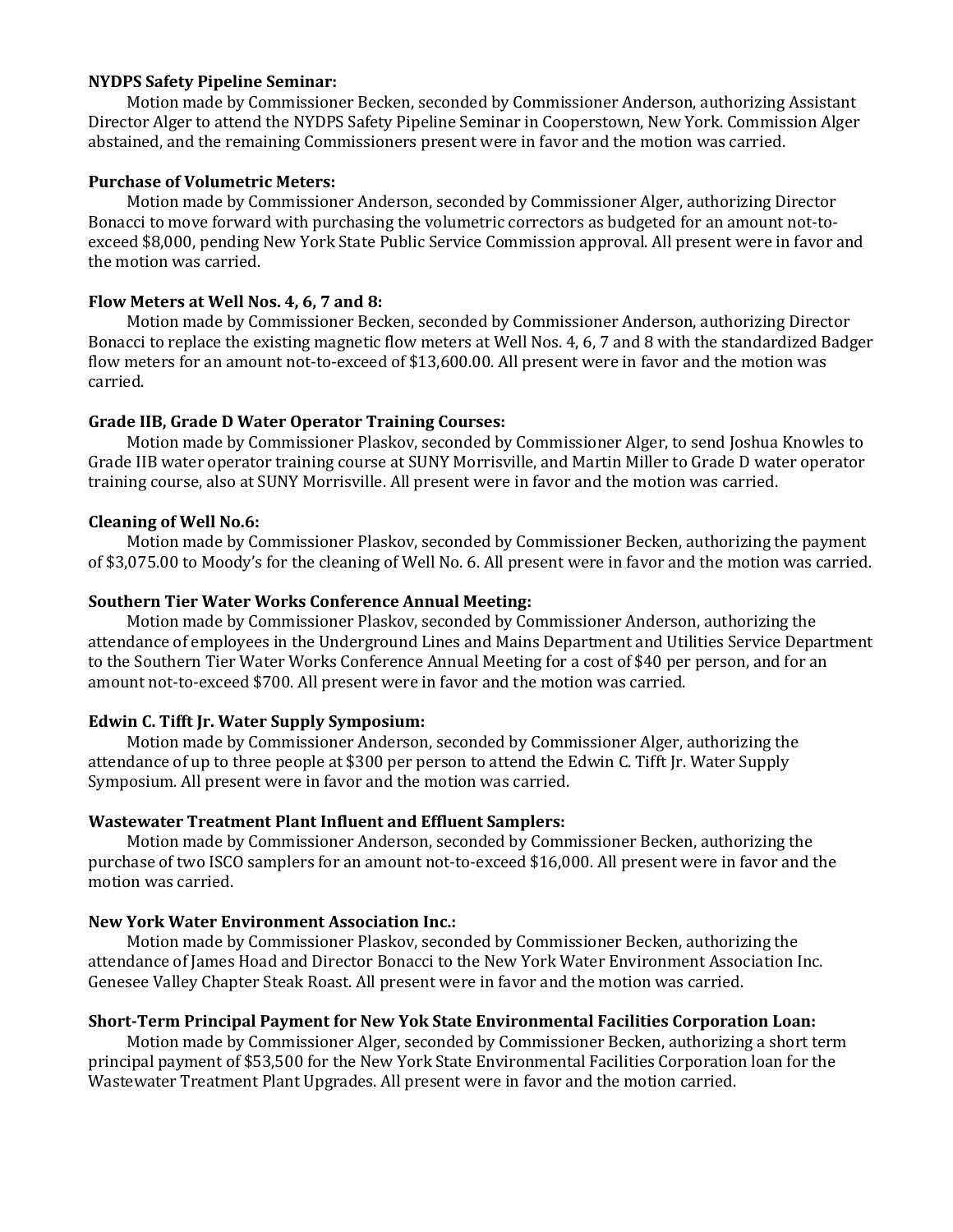**NYDPS Safety Pipeline Seminar:**

Motion made by Commissioner Becken, seconded by Commissioner Anderson, authorizing Assistant Director Alger to attend the NYDPS Safety Pipeline Seminar in Cooperstown, New York. Commission Alger abstained, and the remaining Commissioners present were in favor and the motion was carried.

**Purchase of Volumetric Meters:**

Motion made by Commissioner Anderson, seconded by Commissioner Alger, authorizing Director Bonacci to move forward with purchasing the volumetric correctors as budgeted for an amount not-to-exceed $8,000, pending New York State Public Service Commission approval. All present were in favor and the motion was carried.

**Flow Meters at Well Nos. 4, 6, 7 and 8:**

Motion made by Commissioner Becken, seconded by Commissioner Anderson, authorizing Director Bonacci to replace the existing magnetic flow meters at Well Nos. 4, 6, 7 and 8 with the standardized Badger flow meters for an amount not-to-exceed of $13,600.00. All present were in favor and the motion was carried.

**Grade IIB, Grade D Water Operator Training Courses:**

Motion made by Commissioner Plaskov, seconded by Commissioner Alger, to send Joshua Knowles to Grade IIB water operator training course at SUNY Morrisville, and Martin Miller to Grade D water operator training course, also at SUNY Morrisville. All present were in favor and the motion was carried.

**Cleaning of Well No.6:**

Motion made by Commissioner Plaskov, seconded by Commissioner Becken, authorizing the payment of $3,075.00 to Moody's for the cleaning of Well No. 6. All present were in favor and the motion was carried.

**Southern Tier Water Works Conference Annual Meeting:**

Motion made by Commissioner Plaskov, seconded by Commissioner Anderson, authorizing the attendance of employees in the Underground Lines and Mains Department and Utilities Service Department to the Southern Tier Water Works Conference Annual Meeting for a cost of $40 per person, and for an amount not-to-exceed $700. All present were in favor and the motion was carried.

**Edwin C. Tifft Jr. Water Supply Symposium:**

Motion made by Commissioner Anderson, seconded by Commissioner Alger, authorizing the attendance of up to three people at $300 per person to attend the Edwin C. Tifft Jr. Water Supply Symposium. All present were in favor and the motion was carried.

**Wastewater Treatment Plant Influent and Effluent Samplers:**

Motion made by Commissioner Anderson, seconded by Commissioner Becken, authorizing the purchase of two ISCO samplers for an amount not-to-exceed $16,000. All present were in favor and the motion was carried.

**New York Water Environment Association Inc.:**

Motion made by Commissioner Plaskov, seconded by Commissioner Becken, authorizing the attendance of James Hoad and Director Bonacci to the New York Water Environment Association Inc. Genesee Valley Chapter Steak Roast. All present were in favor and the motion was carried.

**Short-Term Principal Payment for New Yok State Environmental Facilities Corporation Loan:**

Motion made by Commissioner Alger, seconded by Commissioner Becken, authorizing a short term principal payment of $53,500 for the New York State Environmental Facilities Corporation loan for the Wastewater Treatment Plant Upgrades. All present were in favor and the motion carried.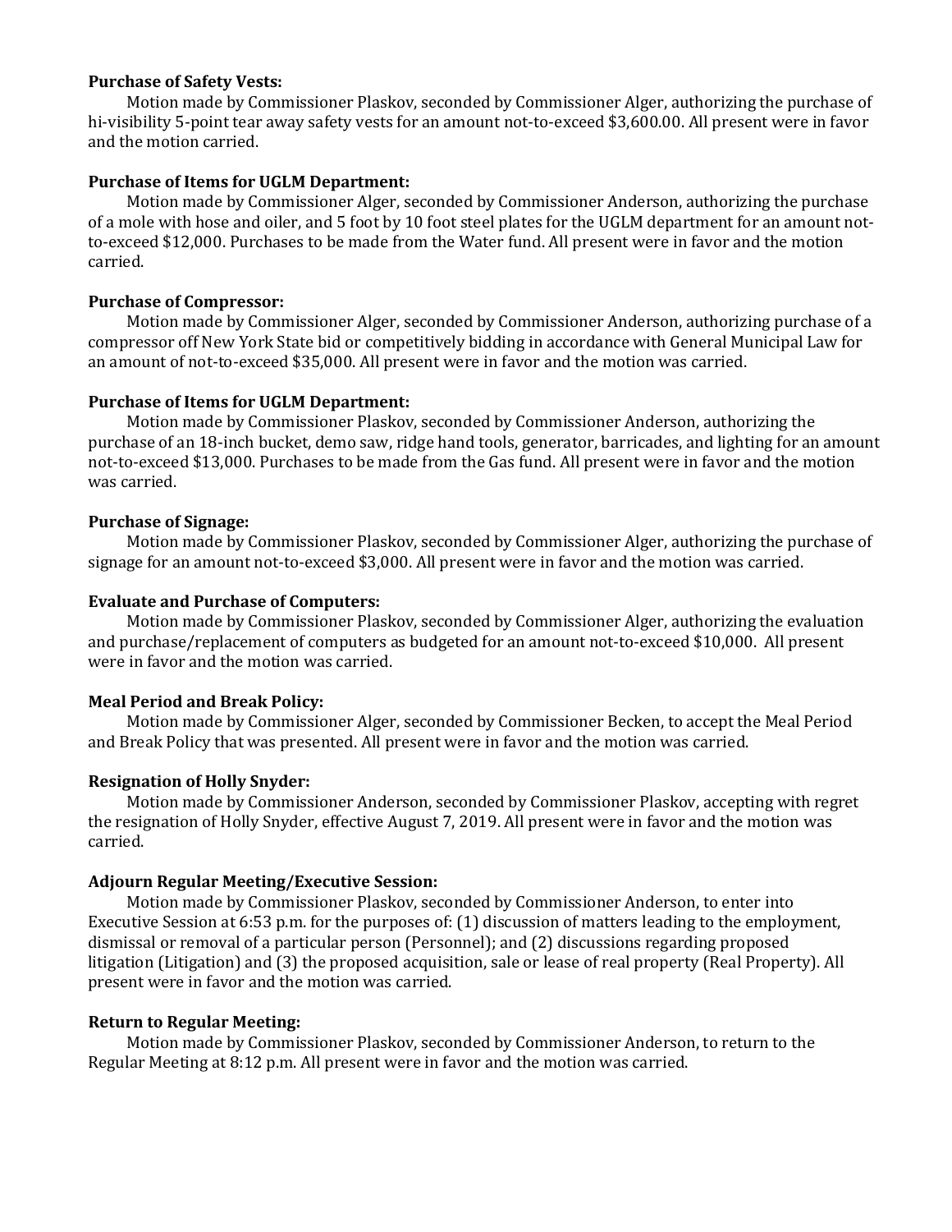**Purchase of Safety Vests:**

Motion made by Commissioner Plaskov, seconded by Commissioner Alger, authorizing the purchase of hi-visibility 5-point tear away safety vests for an amount not-to-exceed $3,600.00. All present were in favor and the motion carried.

**Purchase of Items for UGLM Department:**

Motion made by Commissioner Alger, seconded by Commissioner Anderson, authorizing the purchase of a mole with hose and oiler, and 5 foot by 10 foot steel plates for the UGLM department for an amount not-to-exceed $12,000. Purchases to be made from the Water fund. All present were in favor and the motion carried.

**Purchase of Compressor:**

Motion made by Commissioner Alger, seconded by Commissioner Anderson, authorizing purchase of a compressor off New York State bid or competitively bidding in accordance with General Municipal Law for an amount of not-to-exceed $35,000. All present were in favor and the motion was carried.

**Purchase of Items for UGLM Department:**

Motion made by Commissioner Plaskov, seconded by Commissioner Anderson, authorizing the purchase of an 18-inch bucket, demo saw, ridge hand tools, generator, barricades, and lighting for an amount not-to-exceed $13,000. Purchases to be made from the Gas fund. All present were in favor and the motion was carried.

**Purchase of Signage:**

Motion made by Commissioner Plaskov, seconded by Commissioner Alger, authorizing the purchase of signage for an amount not-to-exceed $3,000. All present were in favor and the motion was carried.

**Evaluate and Purchase of Computers:**

Motion made by Commissioner Plaskov, seconded by Commissioner Alger, authorizing the evaluation and purchase/replacement of computers as budgeted for an amount not-to-exceed $10,000. All present were in favor and the motion was carried.

**Meal Period and Break Policy:**

Motion made by Commissioner Alger, seconded by Commissioner Becken, to accept the Meal Period and Break Policy that was presented. All present were in favor and the motion was carried.

**Resignation of Holly Snyder:**

Motion made by Commissioner Anderson, seconded by Commissioner Plaskov, accepting with regret the resignation of Holly Snyder, effective August 7, 2019. All present were in favor and the motion was carried.

**Adjourn Regular Meeting/Executive Session:**

Motion made by Commissioner Plaskov, seconded by Commissioner Anderson, to enter into Executive Session at 6:53 p.m. for the purposes of: (1) discussion of matters leading to the employment, dismissal or removal of a particular person (Personnel); and (2) discussions regarding proposed litigation (Litigation) and (3) the proposed acquisition, sale or lease of real property (Real Property). All present were in favor and the motion was carried.

**Return to Regular Meeting:**

Motion made by Commissioner Plaskov, seconded by Commissioner Anderson, to return to the Regular Meeting at 8:12 p.m. All present were in favor and the motion was carried.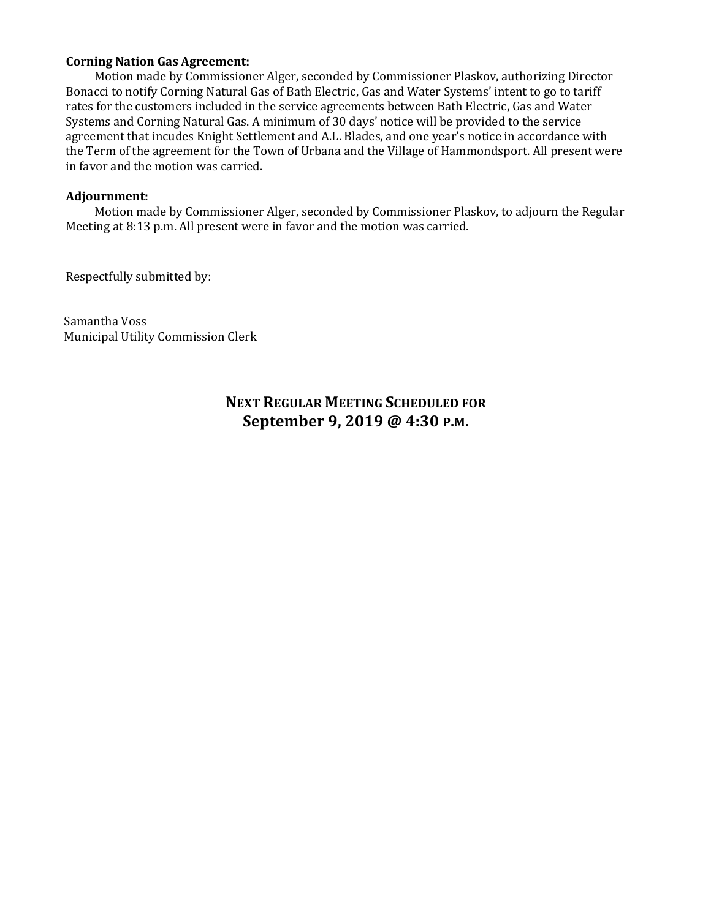**Corning Nation Gas Agreement:**

Motion made by Commissioner Alger, seconded by Commissioner Plaskov, authorizing Director Bonacci to notify Corning Natural Gas of Bath Electric, Gas and Water Systems' intent to go to tariff rates for the customers included in the service agreements between Bath Electric, Gas and Water Systems and Corning Natural Gas. A minimum of 30 days' notice will be provided to the service agreement that incudes Knight Settlement and A.L. Blades, and one year's notice in accordance with the Term of the agreement for the Town of Urbana and the Village of Hammondsport. All present were in favor and the motion was carried.

**Adjournment:**

Motion made by Commissioner Alger, seconded by Commissioner Plaskov, to adjourn the Regular Meeting at 8:13 p.m. All present were in favor and the motion was carried.

Respectfully submitted by:

Samantha Voss
Municipal Utility Commission Clerk

**NEXT REGULAR MEETING SCHEDULED FOR**
**September 9, 2019 @ 4:30 P.M.**